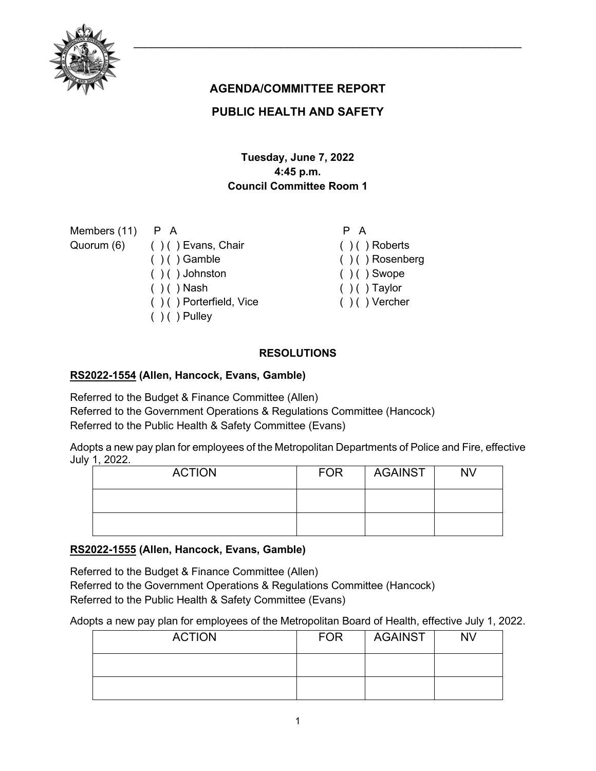# AGENDA/COMMITTEE REPORT

## PUBLIC HEALTH AND SAFETY

**Tuesday, June 7, 2022**
**4:45 p.m.**
**Council Committee Room 1**

| Members (11) | P A | | P A |
|---|---|---|---|
| Quorum (6) | ( ) ( ) Evans, Chair | | ( ) ( ) Roberts |
| | ( ) ( ) Gamble | | ( ) ( ) Rosenberg |
| | ( ) ( ) Johnston | | ( ) ( ) Swope |
| | ( ) ( ) Nash | | ( ) ( ) Taylor |
| | ( ) ( ) Porterfield, Vice | | ( ) ( ) Vercher |
| | ( ) ( ) Pulley | | |

### RESOLUTIONS

**RS2022-1554 (Allen, Hancock, Evans, Gamble)**

Referred to the Budget & Finance Committee (Allen)
Referred to the Government Operations & Regulations Committee (Hancock)
Referred to the Public Health & Safety Committee (Evans)

Adopts a new pay plan for employees of the Metropolitan Departments of Police and Fire, effective July 1, 2022.

| ACTION | FOR | AGAINST | NV |
|---|---|---|---|
| | | | |
| | | | |

**RS2022-1555 (Allen, Hancock, Evans, Gamble)**

Referred to the Budget & Finance Committee (Allen)
Referred to the Government Operations & Regulations Committee (Hancock)
Referred to the Public Health & Safety Committee (Evans)

Adopts a new pay plan for employees of the Metropolitan Board of Health, effective July 1, 2022.

| ACTION | FOR | AGAINST | NV |
|---|---|---|---|
| | | | |
| | | | |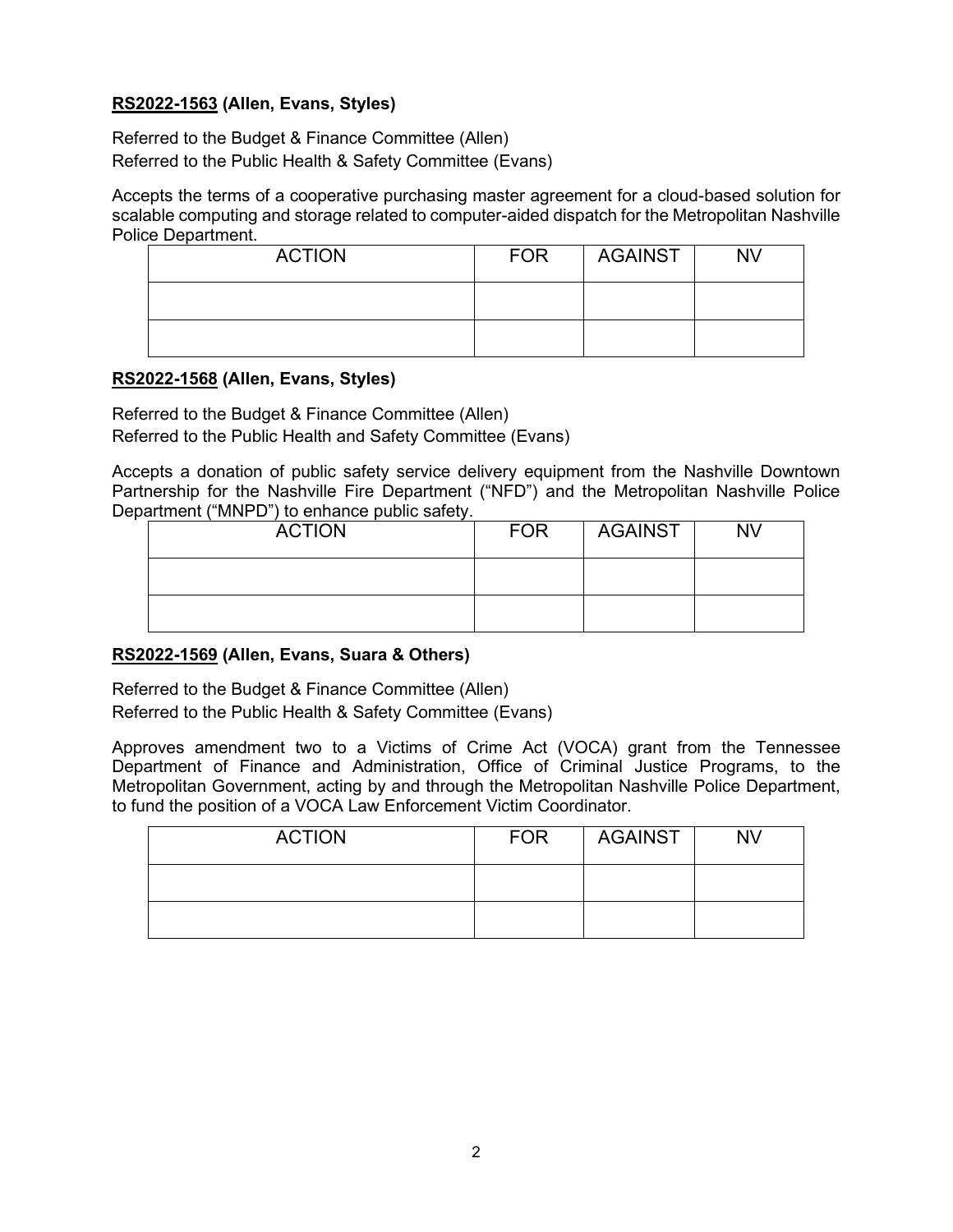**RS2022-1563 (Allen, Evans, Styles)**

Referred to the Budget & Finance Committee (Allen)
Referred to the Public Health & Safety Committee (Evans)

Accepts the terms of a cooperative purchasing master agreement for a cloud-based solution for scalable computing and storage related to computer-aided dispatch for the Metropolitan Nashville Police Department.

| ACTION | FOR | AGAINST | NV |
|---|---|---|---|
| | | | |
| | | | |

**RS2022-1568 (Allen, Evans, Styles)**

Referred to the Budget & Finance Committee (Allen)
Referred to the Public Health and Safety Committee (Evans)

Accepts a donation of public safety service delivery equipment from the Nashville Downtown Partnership for the Nashville Fire Department ("NFD") and the Metropolitan Nashville Police Department ("MNPD") to enhance public safety.

| ACTION | FOR | AGAINST | NV |
|---|---|---|---|
| | | | |
| | | | |

**RS2022-1569 (Allen, Evans, Suara & Others)**

Referred to the Budget & Finance Committee (Allen)
Referred to the Public Health & Safety Committee (Evans)

Approves amendment two to a Victims of Crime Act (VOCA) grant from the Tennessee Department of Finance and Administration, Office of Criminal Justice Programs, to the Metropolitan Government, acting by and through the Metropolitan Nashville Police Department, to fund the position of a VOCA Law Enforcement Victim Coordinator.

| ACTION | FOR | AGAINST | NV |
|---|---|---|---|
| | | | |
| | | | |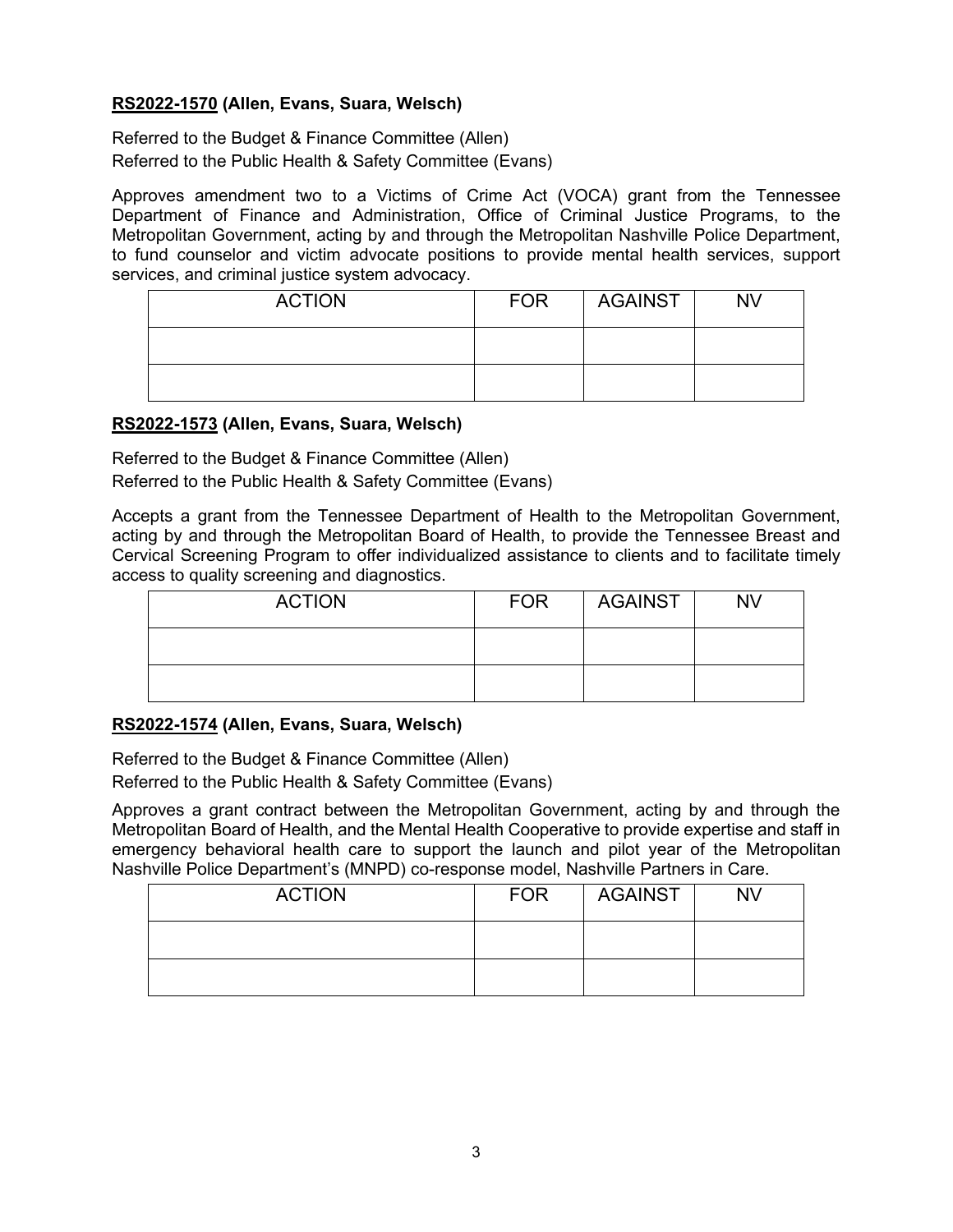**RS2022-1570 (Allen, Evans, Suara, Welsch)**

Referred to the Budget & Finance Committee (Allen)
Referred to the Public Health & Safety Committee (Evans)

Approves amendment two to a Victims of Crime Act (VOCA) grant from the Tennessee Department of Finance and Administration, Office of Criminal Justice Programs, to the Metropolitan Government, acting by and through the Metropolitan Nashville Police Department, to fund counselor and victim advocate positions to provide mental health services, support services, and criminal justice system advocacy.

| ACTION | FOR | AGAINST | NV |
| --- | --- | --- | --- |
| | | | |
| | | | |

**RS2022-1573 (Allen, Evans, Suara, Welsch)**

Referred to the Budget & Finance Committee (Allen)
Referred to the Public Health & Safety Committee (Evans)

Accepts a grant from the Tennessee Department of Health to the Metropolitan Government, acting by and through the Metropolitan Board of Health, to provide the Tennessee Breast and Cervical Screening Program to offer individualized assistance to clients and to facilitate timely access to quality screening and diagnostics.

| ACTION | FOR | AGAINST | NV |
| --- | --- | --- | --- |
| | | | |
| | | | |

**RS2022-1574 (Allen, Evans, Suara, Welsch)**

Referred to the Budget & Finance Committee (Allen)
Referred to the Public Health & Safety Committee (Evans)

Approves a grant contract between the Metropolitan Government, acting by and through the Metropolitan Board of Health, and the Mental Health Cooperative to provide expertise and staff in emergency behavioral health care to support the launch and pilot year of the Metropolitan Nashville Police Department's (MNPD) co-response model, Nashville Partners in Care.

| ACTION | FOR | AGAINST | NV |
| --- | --- | --- | --- |
| | | | |
| | | | |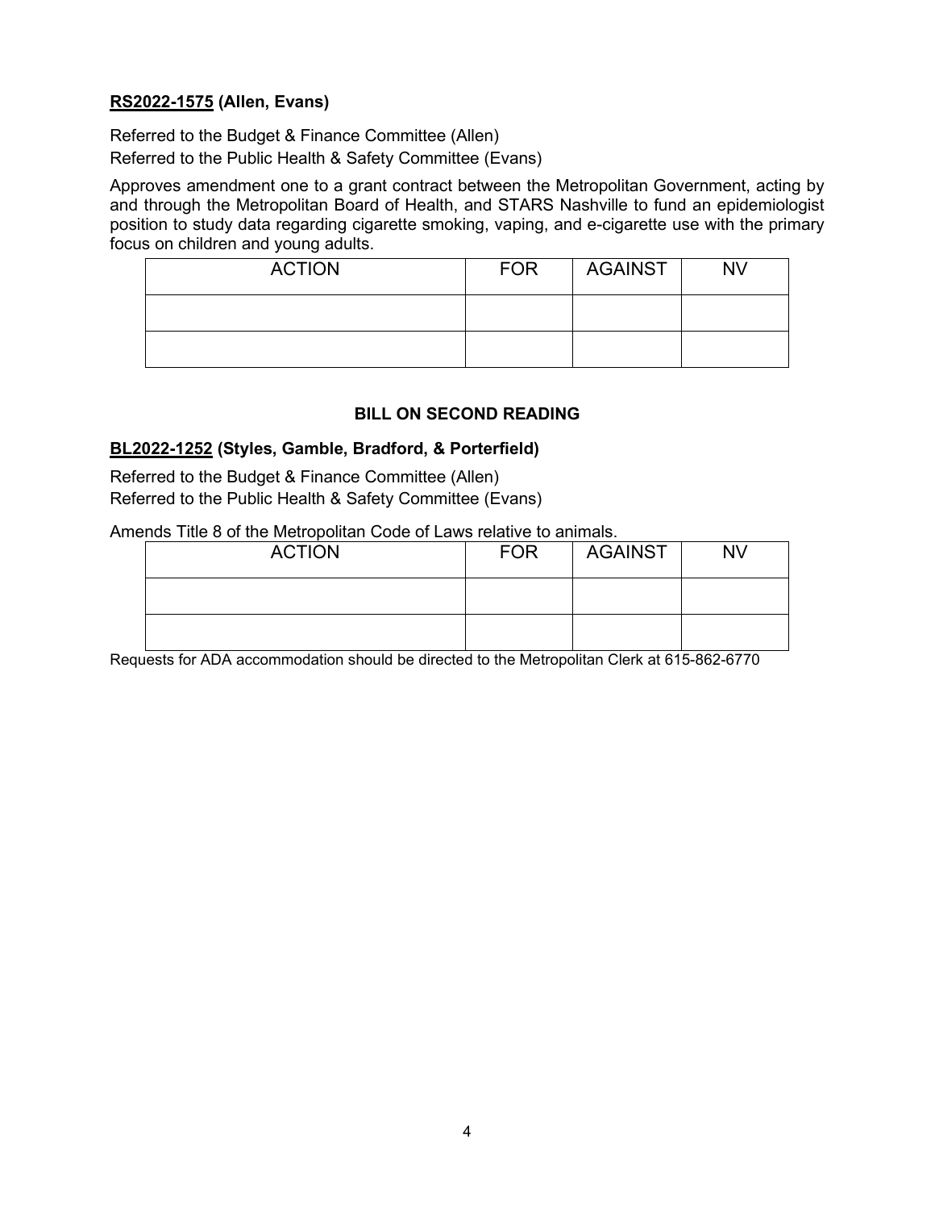**RS2022-1575 (Allen, Evans)**

Referred to the Budget & Finance Committee (Allen)
Referred to the Public Health & Safety Committee (Evans)

Approves amendment one to a grant contract between the Metropolitan Government, acting by and through the Metropolitan Board of Health, and STARS Nashville to fund an epidemiologist position to study data regarding cigarette smoking, vaping, and e-cigarette use with the primary focus on children and young adults.

| ACTION | FOR | AGAINST | NV |
|---|---|---|---|
| | | | |
| | | | |

### BILL ON SECOND READING

**BL2022-1252 (Styles, Gamble, Bradford, & Porterfield)**

Referred to the Budget & Finance Committee (Allen)
Referred to the Public Health & Safety Committee (Evans)

Amends Title 8 of the Metropolitan Code of Laws relative to animals.

| ACTION | FOR | AGAINST | NV |
|---|---|---|---|
| | | | |
| | | | |

Requests for ADA accommodation should be directed to the Metropolitan Clerk at 615-862-6770